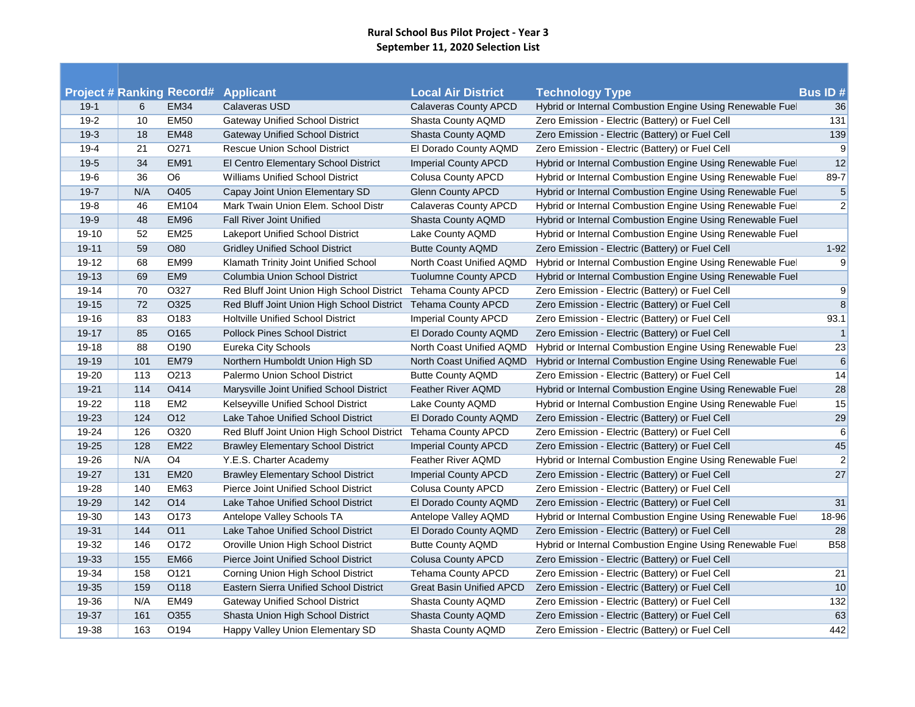**Rural School Bus Pilot Project - Year 3**
**September 11, 2020 Selection List**

| Project # | Ranking | Record# | Applicant | Local Air District | Technology Type | Bus ID # |
|---|---|---|---|---|---|---|
| 19-1 | 6 | EM34 | Calaveras USD | Calaveras County APCD | Hybrid or Internal Combustion Engine Using Renewable Fuel | 36 |
| 19-2 | 10 | EM50 | Gateway Unified School District | Shasta County AQMD | Zero Emission - Electric (Battery) or Fuel Cell | 131 |
| 19-3 | 18 | EM48 | Gateway Unified School District | Shasta County AQMD | Zero Emission - Electric (Battery) or Fuel Cell | 139 |
| 19-4 | 21 | O271 | Rescue Union School District | El Dorado County AQMD | Zero Emission - Electric (Battery) or Fuel Cell | 9 |
| 19-5 | 34 | EM91 | El Centro Elementary School District | Imperial County APCD | Hybrid or Internal Combustion Engine Using Renewable Fuel | 12 |
| 19-6 | 36 | O6 | Williams Unified School District | Colusa County APCD | Hybrid or Internal Combustion Engine Using Renewable Fuel | 89-7 |
| 19-7 | N/A | O405 | Capay Joint Union Elementary SD | Glenn County APCD | Hybrid or Internal Combustion Engine Using Renewable Fuel | 5 |
| 19-8 | 46 | EM104 | Mark Twain Union Elem. School Distr | Calaveras County APCD | Hybrid or Internal Combustion Engine Using Renewable Fuel | 2 |
| 19-9 | 48 | EM96 | Fall River Joint Unified | Shasta County AQMD | Hybrid or Internal Combustion Engine Using Renewable Fuel | |
| 19-10 | 52 | EM25 | Lakeport Unified School District | Lake County AQMD | Hybrid or Internal Combustion Engine Using Renewable Fuel | |
| 19-11 | 59 | O80 | Gridley Unified School District | Butte County AQMD | Zero Emission - Electric (Battery) or Fuel Cell | 1-92 |
| 19-12 | 68 | EM99 | Klamath Trinity Joint Unified School | North Coast Unified AQMD | Hybrid or Internal Combustion Engine Using Renewable Fuel | 9 |
| 19-13 | 69 | EM9 | Columbia Union School District | Tuolumne County APCD | Hybrid or Internal Combustion Engine Using Renewable Fuel | |
| 19-14 | 70 | O327 | Red Bluff Joint Union High School District | Tehama County APCD | Zero Emission - Electric (Battery) or Fuel Cell | 9 |
| 19-15 | 72 | O325 | Red Bluff Joint Union High School District | Tehama County APCD | Zero Emission - Electric (Battery) or Fuel Cell | 8 |
| 19-16 | 83 | O183 | Holtville Unified School District | Imperial County APCD | Zero Emission - Electric (Battery) or Fuel Cell | 93.1 |
| 19-17 | 85 | O165 | Pollock Pines School District | El Dorado County AQMD | Zero Emission - Electric (Battery) or Fuel Cell | 1 |
| 19-18 | 88 | O190 | Eureka City Schools | North Coast Unified AQMD | Hybrid or Internal Combustion Engine Using Renewable Fuel | 23 |
| 19-19 | 101 | EM79 | Northern Humboldt Union High SD | North Coast Unified AQMD | Hybrid or Internal Combustion Engine Using Renewable Fuel | 6 |
| 19-20 | 113 | O213 | Palermo Union School District | Butte County AQMD | Zero Emission - Electric (Battery) or Fuel Cell | 14 |
| 19-21 | 114 | O414 | Marysville Joint Unified School District | Feather River AQMD | Hybrid or Internal Combustion Engine Using Renewable Fuel | 28 |
| 19-22 | 118 | EM2 | Kelseyville Unified School District | Lake County AQMD | Hybrid or Internal Combustion Engine Using Renewable Fuel | 15 |
| 19-23 | 124 | O12 | Lake Tahoe Unified School District | El Dorado County AQMD | Zero Emission - Electric (Battery) or Fuel Cell | 29 |
| 19-24 | 126 | O320 | Red Bluff Joint Union High School District | Tehama County APCD | Zero Emission - Electric (Battery) or Fuel Cell | 6 |
| 19-25 | 128 | EM22 | Brawley Elementary School District | Imperial County APCD | Zero Emission - Electric (Battery) or Fuel Cell | 45 |
| 19-26 | N/A | O4 | Y.E.S. Charter Academy | Feather River AQMD | Hybrid or Internal Combustion Engine Using Renewable Fuel | 2 |
| 19-27 | 131 | EM20 | Brawley Elementary School District | Imperial County APCD | Zero Emission - Electric (Battery) or Fuel Cell | 27 |
| 19-28 | 140 | EM63 | Pierce Joint Unified School District | Colusa County APCD | Zero Emission - Electric (Battery) or Fuel Cell | |
| 19-29 | 142 | O14 | Lake Tahoe Unified School District | El Dorado County AQMD | Zero Emission - Electric (Battery) or Fuel Cell | 31 |
| 19-30 | 143 | O173 | Antelope Valley Schools TA | Antelope Valley AQMD | Hybrid or Internal Combustion Engine Using Renewable Fuel | 18-96 |
| 19-31 | 144 | O11 | Lake Tahoe Unified School District | El Dorado County AQMD | Zero Emission - Electric (Battery) or Fuel Cell | 28 |
| 19-32 | 146 | O172 | Oroville Union High School District | Butte County AQMD | Hybrid or Internal Combustion Engine Using Renewable Fuel | B58 |
| 19-33 | 155 | EM66 | Pierce Joint Unified School District | Colusa County APCD | Zero Emission - Electric (Battery) or Fuel Cell | |
| 19-34 | 158 | O121 | Corning Union High School District | Tehama County APCD | Zero Emission - Electric (Battery) or Fuel Cell | 21 |
| 19-35 | 159 | O118 | Eastern Sierra Unified School District | Great Basin Unified APCD | Zero Emission - Electric (Battery) or Fuel Cell | 10 |
| 19-36 | N/A | EM49 | Gateway Unified School District | Shasta County AQMD | Zero Emission - Electric (Battery) or Fuel Cell | 132 |
| 19-37 | 161 | O355 | Shasta Union High School District | Shasta County AQMD | Zero Emission - Electric (Battery) or Fuel Cell | 63 |
| 19-38 | 163 | O194 | Happy Valley Union Elementary SD | Shasta County AQMD | Zero Emission - Electric (Battery) or Fuel Cell | 442 |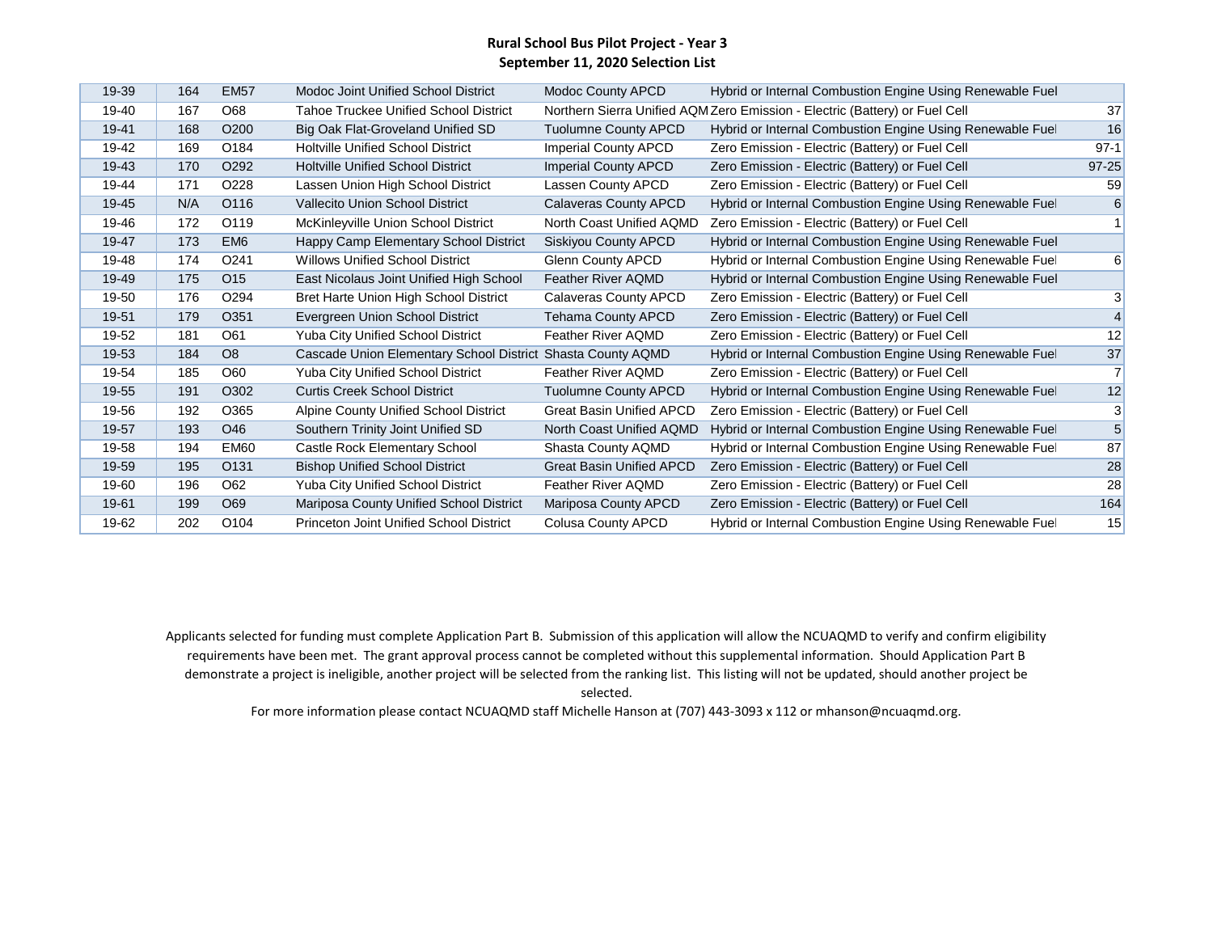**Rural School Bus Pilot Project - Year 3**
**September 11, 2020 Selection List**

| | | | | | | |
|---|---|---|---|---|---|---|
| 19-39 | 164 | EM57 | Modoc Joint Unified School District | Modoc County APCD | Hybrid or Internal Combustion Engine Using Renewable Fuel | |
| 19-40 | 167 | O68 | Tahoe Truckee Unified School District | Northern Sierra Unified AQM | Zero Emission - Electric (Battery) or Fuel Cell | 37 |
| 19-41 | 168 | O200 | Big Oak Flat-Groveland Unified SD | Tuolumne County APCD | Hybrid or Internal Combustion Engine Using Renewable Fuel | 16 |
| 19-42 | 169 | O184 | Holtville Unified School District | Imperial County APCD | Zero Emission - Electric (Battery) or Fuel Cell | 97-1 |
| 19-43 | 170 | O292 | Holtville Unified School District | Imperial County APCD | Zero Emission - Electric (Battery) or Fuel Cell | 97-25 |
| 19-44 | 171 | O228 | Lassen Union High School District | Lassen County APCD | Zero Emission - Electric (Battery) or Fuel Cell | 59 |
| 19-45 | N/A | O116 | Vallecito Union School District | Calaveras County APCD | Hybrid or Internal Combustion Engine Using Renewable Fuel | 6 |
| 19-46 | 172 | O119 | McKinleyville Union School District | North Coast Unified AQMD | Zero Emission - Electric (Battery) or Fuel Cell | 1 |
| 19-47 | 173 | EM6 | Happy Camp Elementary School District | Siskiyou County APCD | Hybrid or Internal Combustion Engine Using Renewable Fuel | |
| 19-48 | 174 | O241 | Willows Unified School District | Glenn County APCD | Hybrid or Internal Combustion Engine Using Renewable Fuel | 6 |
| 19-49 | 175 | O15 | East Nicolaus Joint Unified High School | Feather River AQMD | Hybrid or Internal Combustion Engine Using Renewable Fuel | |
| 19-50 | 176 | O294 | Bret Harte Union High School District | Calaveras County APCD | Zero Emission - Electric (Battery) or Fuel Cell | 3 |
| 19-51 | 179 | O351 | Evergreen Union School District | Tehama County APCD | Zero Emission - Electric (Battery) or Fuel Cell | 4 |
| 19-52 | 181 | O61 | Yuba City Unified School District | Feather River AQMD | Zero Emission - Electric (Battery) or Fuel Cell | 12 |
| 19-53 | 184 | O8 | Cascade Union Elementary School District | Shasta County AQMD | Hybrid or Internal Combustion Engine Using Renewable Fuel | 37 |
| 19-54 | 185 | O60 | Yuba City Unified School District | Feather River AQMD | Zero Emission - Electric (Battery) or Fuel Cell | 7 |
| 19-55 | 191 | O302 | Curtis Creek School District | Tuolumne County APCD | Hybrid or Internal Combustion Engine Using Renewable Fuel | 12 |
| 19-56 | 192 | O365 | Alpine County Unified School District | Great Basin Unified APCD | Zero Emission - Electric (Battery) or Fuel Cell | 3 |
| 19-57 | 193 | O46 | Southern Trinity Joint Unified SD | North Coast Unified AQMD | Hybrid or Internal Combustion Engine Using Renewable Fuel | 5 |
| 19-58 | 194 | EM60 | Castle Rock Elementary School | Shasta County AQMD | Hybrid or Internal Combustion Engine Using Renewable Fuel | 87 |
| 19-59 | 195 | O131 | Bishop Unified School District | Great Basin Unified APCD | Zero Emission - Electric (Battery) or Fuel Cell | 28 |
| 19-60 | 196 | O62 | Yuba City Unified School District | Feather River AQMD | Zero Emission - Electric (Battery) or Fuel Cell | 28 |
| 19-61 | 199 | O69 | Mariposa County Unified School District | Mariposa County APCD | Zero Emission - Electric (Battery) or Fuel Cell | 164 |
| 19-62 | 202 | O104 | Princeton Joint Unified School District | Colusa County APCD | Hybrid or Internal Combustion Engine Using Renewable Fuel | 15 |

Applicants selected for funding must complete Application Part B. Submission of this application will allow the NCUAQMD to verify and confirm eligibility requirements have been met. The grant approval process cannot be completed without this supplemental information. Should Application Part B demonstrate a project is ineligible, another project will be selected from the ranking list. This listing will not be updated, should another project be selected.

For more information please contact NCUAQMD staff Michelle Hanson at (707) 443-3093 x 112 or mhanson@ncuaqmd.org.